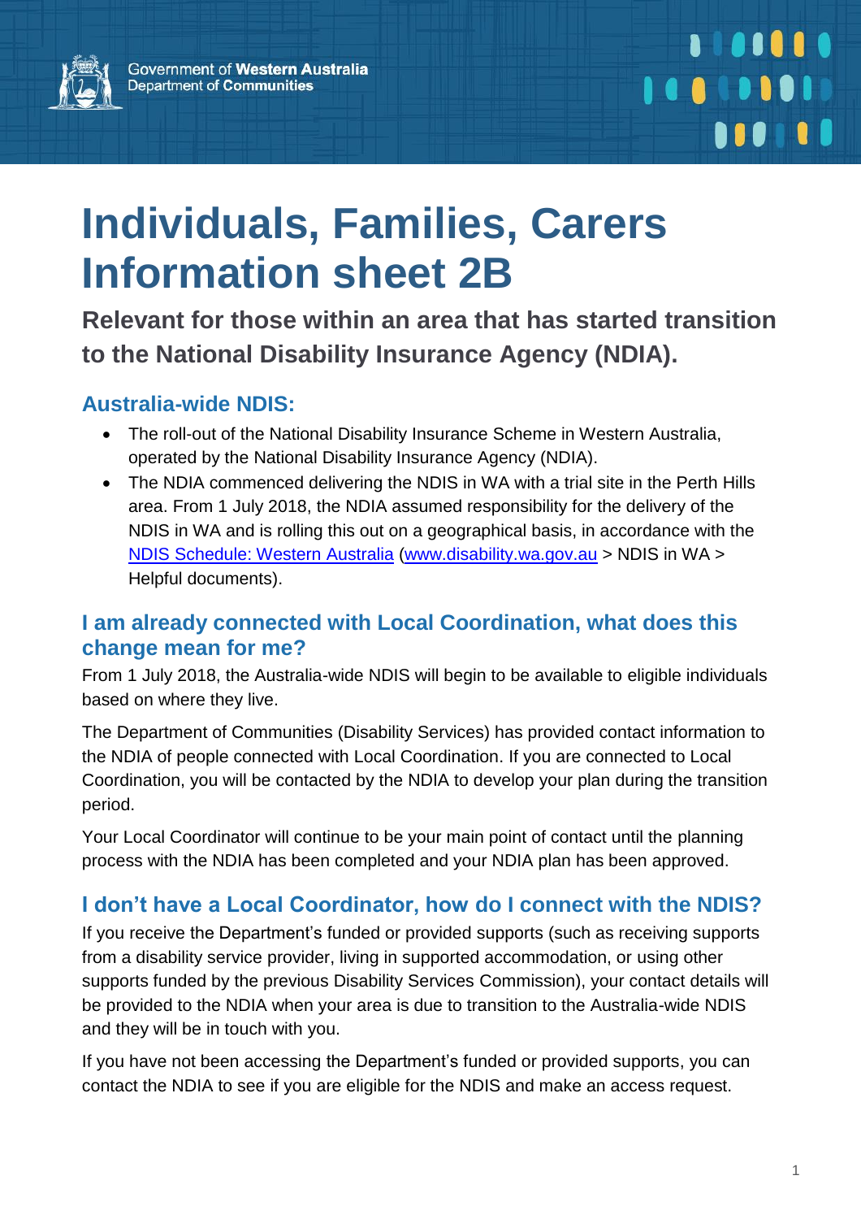Government of **Western Australia**
Department of **Communities**

# Individuals, Families, Carers Information sheet 2B

### Relevant for those within an area that has started transition to the National Disability Insurance Agency (NDIA).

## Australia-wide NDIS:

- The roll-out of the National Disability Insurance Scheme in Western Australia, operated by the National Disability Insurance Agency (NDIA).
- The NDIA commenced delivering the NDIS in WA with a trial site in the Perth Hills area. From 1 July 2018, the NDIA assumed responsibility for the delivery of the NDIS in WA and is rolling this out on a geographical basis, in accordance with the NDIS Schedule: Western Australia (www.disability.wa.gov.au > NDIS in WA > Helpful documents).

## I am already connected with Local Coordination, what does this change mean for me?

From 1 July 2018, the Australia-wide NDIS will begin to be available to eligible individuals based on where they live.

The Department of Communities (Disability Services) has provided contact information to the NDIA of people connected with Local Coordination. If you are connected to Local Coordination, you will be contacted by the NDIA to develop your plan during the transition period.

Your Local Coordinator will continue to be your main point of contact until the planning process with the NDIA has been completed and your NDIA plan has been approved.

## I don't have a Local Coordinator, how do I connect with the NDIS?

If you receive the Department's funded or provided supports (such as receiving supports from a disability service provider, living in supported accommodation, or using other supports funded by the previous Disability Services Commission), your contact details will be provided to the NDIA when your area is due to transition to the Australia-wide NDIS and they will be in touch with you.

If you have not been accessing the Department's funded or provided supports, you can contact the NDIA to see if you are eligible for the NDIS and make an access request.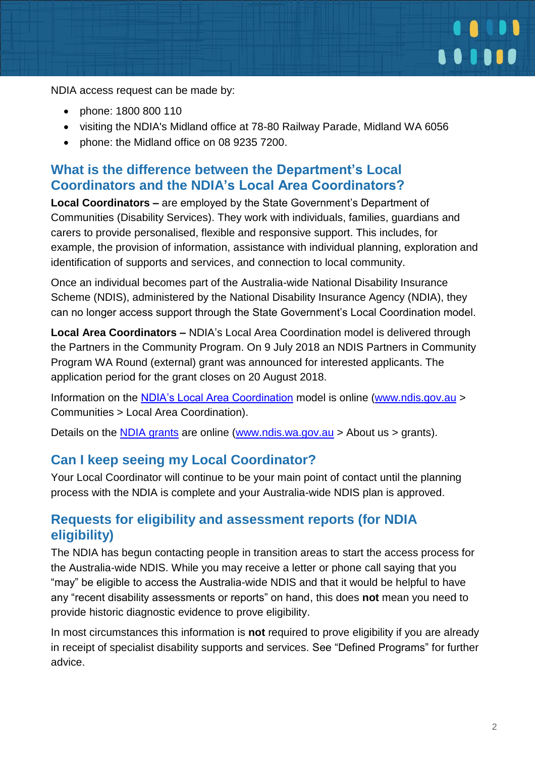NDIA access request can be made by:

- phone: 1800 800 110
- visiting the NDIA's Midland office at 78-80 Railway Parade, Midland WA 6056
- phone: the Midland office on 08 9235 7200.

## What is the difference between the Department's Local Coordinators and the NDIA's Local Area Coordinators?

**Local Coordinators –** are employed by the State Government's Department of Communities (Disability Services). They work with individuals, families, guardians and carers to provide personalised, flexible and responsive support. This includes, for example, the provision of information, assistance with individual planning, exploration and identification of supports and services, and connection to local community.

Once an individual becomes part of the Australia-wide National Disability Insurance Scheme (NDIS), administered by the National Disability Insurance Agency (NDIA), they can no longer access support through the State Government's Local Coordination model.

**Local Area Coordinators –** NDIA's Local Area Coordination model is delivered through the Partners in the Community Program. On 9 July 2018 an NDIS Partners in Community Program WA Round (external) grant was announced for interested applicants. The application period for the grant closes on 20 August 2018.

Information on the [NDIA's Local Area Coordination](www.ndis.gov.au) model is online ([www.ndis.gov.au](www.ndis.gov.au) > Communities > Local Area Coordination).

Details on the [NDIA grants](www.ndis.wa.gov.au) are online ([www.ndis.wa.gov.au](www.ndis.wa.gov.au) > About us > grants).

## Can I keep seeing my Local Coordinator?

Your Local Coordinator will continue to be your main point of contact until the planning process with the NDIA is complete and your Australia-wide NDIS plan is approved.

## Requests for eligibility and assessment reports (for NDIA eligibility)

The NDIA has begun contacting people in transition areas to start the access process for the Australia-wide NDIS. While you may receive a letter or phone call saying that you "may" be eligible to access the Australia-wide NDIS and that it would be helpful to have any "recent disability assessments or reports" on hand, this does **not** mean you need to provide historic diagnostic evidence to prove eligibility.

In most circumstances this information is **not** required to prove eligibility if you are already in receipt of specialist disability supports and services. See "Defined Programs" for further advice.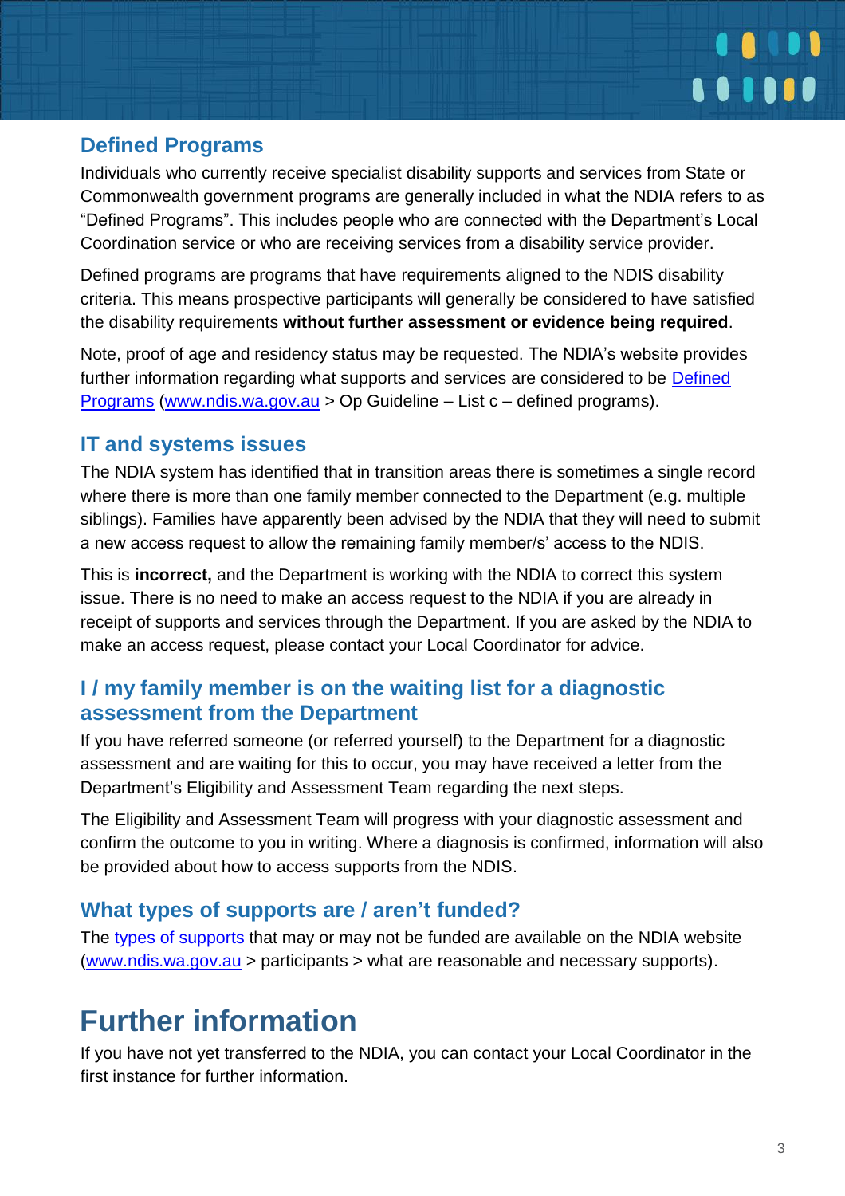## Defined Programs

Individuals who currently receive specialist disability supports and services from State or Commonwealth government programs are generally included in what the NDIA refers to as "Defined Programs". This includes people who are connected with the Department's Local Coordination service or who are receiving services from a disability service provider.

Defined programs are programs that have requirements aligned to the NDIS disability criteria. This means prospective participants will generally be considered to have satisfied the disability requirements **without further assessment or evidence being required**.

Note, proof of age and residency status may be requested. The NDIA's website provides further information regarding what supports and services are considered to be [Defined Programs](www.ndis.wa.gov.au) (www.ndis.wa.gov.au > Op Guideline – List c – defined programs).

## IT and systems issues

The NDIA system has identified that in transition areas there is sometimes a single record where there is more than one family member connected to the Department (e.g. multiple siblings). Families have apparently been advised by the NDIA that they will need to submit a new access request to allow the remaining family member/s' access to the NDIS.

This is **incorrect,** and the Department is working with the NDIA to correct this system issue. There is no need to make an access request to the NDIA if you are already in receipt of supports and services through the Department. If you are asked by the NDIA to make an access request, please contact your Local Coordinator for advice.

## I / my family member is on the waiting list for a diagnostic assessment from the Department

If you have referred someone (or referred yourself) to the Department for a diagnostic assessment and are waiting for this to occur, you may have received a letter from the Department's Eligibility and Assessment Team regarding the next steps.

The Eligibility and Assessment Team will progress with your diagnostic assessment and confirm the outcome to you in writing. Where a diagnosis is confirmed, information will also be provided about how to access supports from the NDIS.

## What types of supports are / aren't funded?

The [types of supports](www.ndis.wa.gov.au) that may or may not be funded are available on the NDIA website (www.ndis.wa.gov.au > participants > what are reasonable and necessary supports).

# Further information

If you have not yet transferred to the NDIA, you can contact your Local Coordinator in the first instance for further information.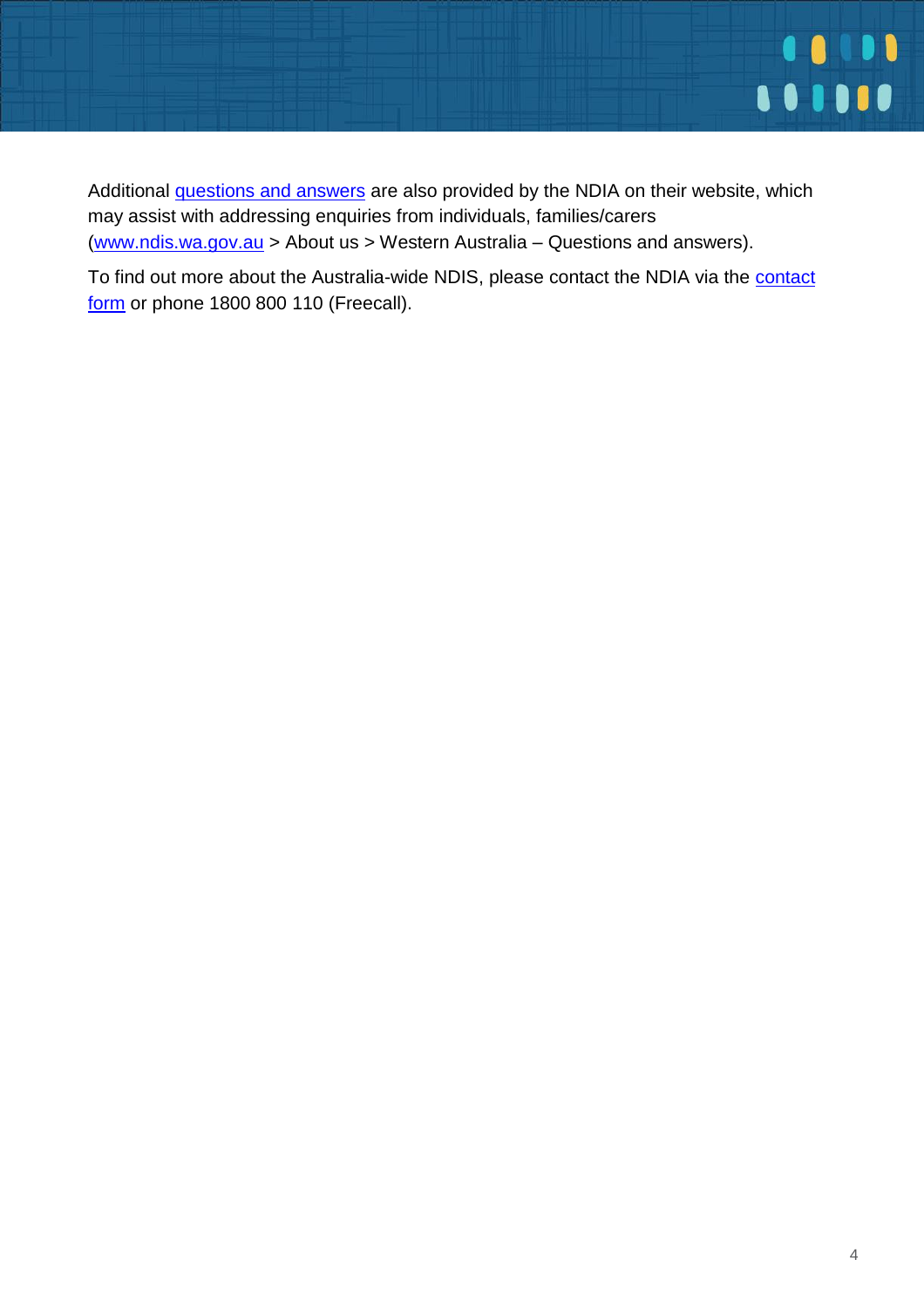Additional questions and answers are also provided by the NDIA on their website, which may assist with addressing enquiries from individuals, families/carers (www.ndis.wa.gov.au > About us > Western Australia – Questions and answers).

To find out more about the Australia-wide NDIS, please contact the NDIA via the contact form or phone 1800 800 110 (Freecall).